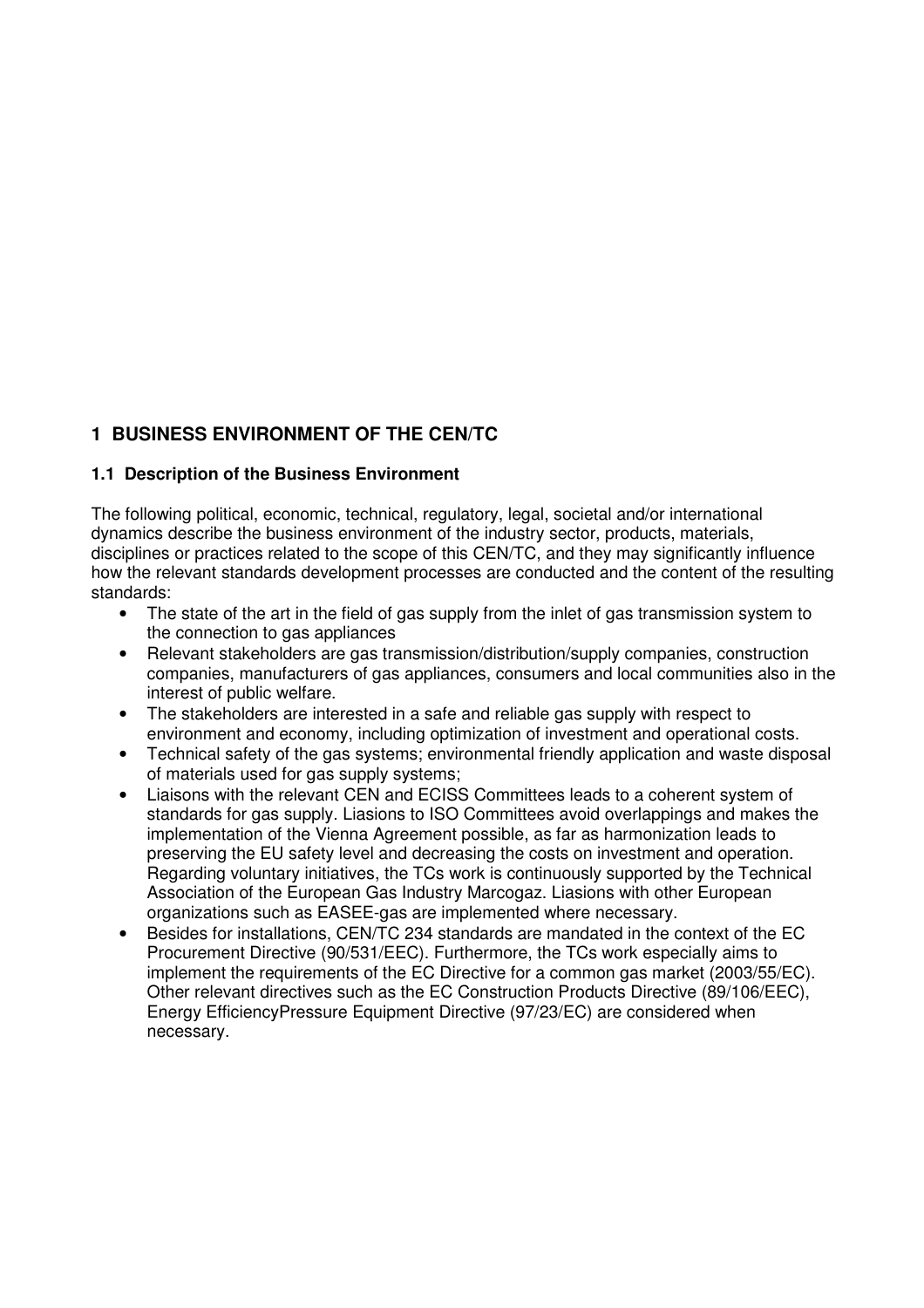# 1 BUSINESS ENVIRONMENT OF THE CEN/TC

## 1.1 Description of the Business Environment

The following political, economic, technical, regulatory, legal, societal and/or international dynamics describe the business environment of the industry sector, products, materials, disciplines or practices related to the scope of this CEN/TC, and they may significantly influence how the relevant standards development processes are conducted and the content of the resulting standards:

- The state of the art in the field of gas supply from the inlet of gas transmission system to the connection to gas appliances
- Relevant stakeholders are gas transmission/distribution/supply companies, construction companies, manufacturers of gas appliances, consumers and local communities also in the interest of public welfare.
- The stakeholders are interested in a safe and reliable gas supply with respect to environment and economy, including optimization of investment and operational costs.
- Technical safety of the gas systems; environmental friendly application and waste disposal of materials used for gas supply systems;
- Liaisons with the relevant CEN and ECISS Committees leads to a coherent system of standards for gas supply. Liasions to ISO Committees avoid overlappings and makes the implementation of the Vienna Agreement possible, as far as harmonization leads to preserving the EU safety level and decreasing the costs on investment and operation. Regarding voluntary initiatives, the TCs work is continuously supported by the Technical Association of the European Gas Industry Marcogaz. Liasions with other European organizations such as EASEE-gas are implemented where necessary.
- Besides for installations, CEN/TC 234 standards are mandated in the context of the EC Procurement Directive (90/531/EEC). Furthermore, the TCs work especially aims to implement the requirements of the EC Directive for a common gas market (2003/55/EC). Other relevant directives such as the EC Construction Products Directive (89/106/EEC), Energy EfficiencyPressure Equipment Directive (97/23/EC) are considered when necessary.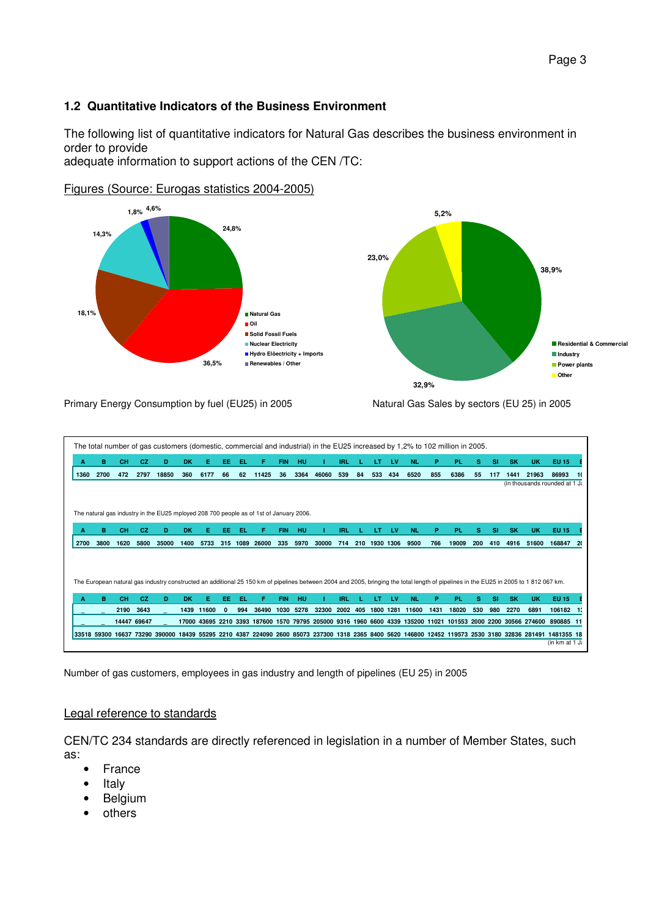## 1.2 Quantitative Indicators of the Business Environment

The following list of quantitative indicators for Natural Gas describes the business environment in order to provide
adequate information to support actions of the CEN /TC:

Figures (Source: Eurogas statistics 2004-2005)

Natural Gas 24,8%; Oil 36,5%; Solid Fossil Fuels 18,1%; Nuclear Electricity 14,3%; Hydro Elöectricity + Imports 1,8%; Renewables / Other 4,6%

Primary Energy Consumption by fuel (EU25) in 2005

Residential & Commercial 38,9%; Industry 32,9%; Power plants 23,0%; Other 5,2%

Natural Gas Sales by sectors (EU 25) in 2005

The total number of gas customers (domestic, commercial and industrial) in the EU25 increased by 1,2% to 102 million in 2005.

| A | B | CH | CZ | D | DK | E | EE | EL | F | FIN | HU | I | IRL | L | LT | LV | NL | P | PL | S | SI | SK | UK | EU 15 |
|---|---|---|---|---|---|---|---|---|---|---|---|---|---|---|---|---|---|---|---|---|---|---|---|---|
| 1360 | 2700 | 472 | 2797 | 18850 | 360 | 6177 | 66 | 62 | 11425 | 36 | 3364 | 46060 | 539 | 84 | 533 | 434 | 6520 | 855 | 6386 | 55 | 117 | 1441 | 21963 | 86993 |

(in thousands rounded at 1 J

The natural gas industry in the EU25 mployed 208 700 people as of 1st of January 2006.

| A | B | CH | CZ | D | DK | E | EE | EL | F | FIN | HU | I | IRL | L | LT | LV | NL | P | PL | S | SI | SK | UK | EU 15 |
|---|---|---|---|---|---|---|---|---|---|---|---|---|---|---|---|---|---|---|---|---|---|---|---|---|
| 2700 | 3800 | 1620 | 5800 | 35000 | 1400 | 5733 | 315 | 1089 | 26000 | 335 | 5970 | 30000 | 714 | 210 | 1930 | 1306 | 9500 | 766 | 19009 | 200 | 410 | 4916 | 51600 | 168847 |

The European natural gas industry constructed an additional 25 150 km of pipelines between 2004 and 2005, bringing the total length of pipelines in the EU25 in 2005 to 1 812 067 km.

| A | B | CH | CZ | D | DK | E | EE | EL | F | FIN | HU | I | IRL | L | LT | LV | NL | P | PL | S | SI | SK | UK | EU 15 |
|---|---|---|---|---|---|---|---|---|---|---|---|---|---|---|---|---|---|---|---|---|---|---|---|---|
| _ | _ | 2190 | 3643 | _ | 1439 | 11600 | 0 | 994 | 36490 | 1030 | 5278 | 32300 | 2002 | 405 | 1800 | 1281 | 11600 | 1431 | 18020 | 530 | 980 | 2270 | 6891 | 106182 |
| _ | _ | 14447 | 69647 | _ | 17000 | 43695 | 2210 | 3393 | 187600 | 1570 | 79795 | 205000 | 9316 | 1960 | 6600 | 4339 | 135200 | 11021 | 101553 | 2000 | 2200 | 30566 | 274600 | 890885 |
| 33518 | 59300 | 16637 | 73290 | 390000 | 18439 | 55295 | 2210 | 4387 | 224090 | 2600 | 85073 | 237300 | 1318 | 2365 | 8400 | 5620 | 146800 | 12452 | 119573 | 2530 | 3180 | 32836 | 281491 | 1481355 |

(in km at 1 J

Number of gas customers, employees in gas industry and length of pipelines (EU 25) in 2005

Legal reference to standards

CEN/TC 234 standards are directly referenced in legislation in a number of Member States, such as:

- France
- Italy
- Belgium
- others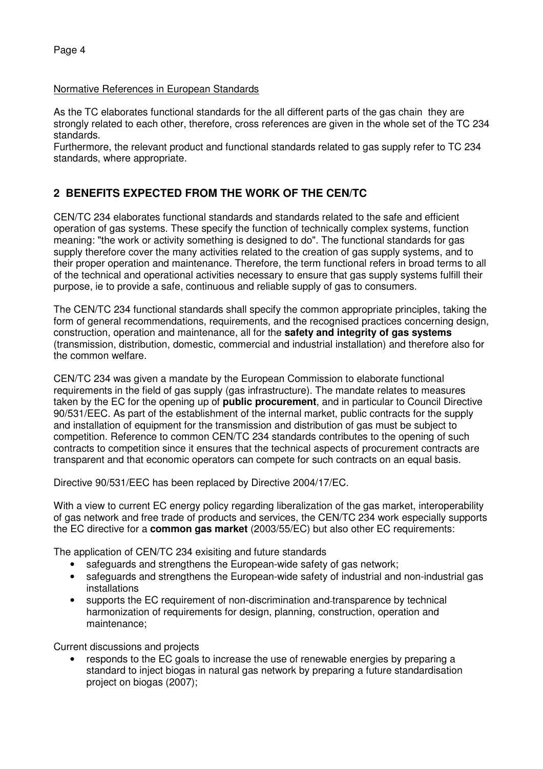Normative References in European Standards

As the TC elaborates functional standards for the all different parts of the gas chain they are strongly related to each other, therefore, cross references are given in the whole set of the TC 234 standards.
Furthermore, the relevant product and functional standards related to gas supply refer to TC 234 standards, where appropriate.

## 2 BENEFITS EXPECTED FROM THE WORK OF THE CEN/TC

CEN/TC 234 elaborates functional standards and standards related to the safe and efficient operation of gas systems. These specify the function of technically complex systems, function meaning: "the work or activity something is designed to do". The functional standards for gas supply therefore cover the many activities related to the creation of gas supply systems, and to their proper operation and maintenance. Therefore, the term functional refers in broad terms to all of the technical and operational activities necessary to ensure that gas supply systems fulfill their purpose, ie to provide a safe, continuous and reliable supply of gas to consumers.

The CEN/TC 234 functional standards shall specify the common appropriate principles, taking the form of general recommendations, requirements, and the recognised practices concerning design, construction, operation and maintenance, all for the **safety and integrity of gas systems** (transmission, distribution, domestic, commercial and industrial installation) and therefore also for the common welfare.

CEN/TC 234 was given a mandate by the European Commission to elaborate functional requirements in the field of gas supply (gas infrastructure). The mandate relates to measures taken by the EC for the opening up of **public procurement**, and in particular to Council Directive 90/531/EEC. As part of the establishment of the internal market, public contracts for the supply and installation of equipment for the transmission and distribution of gas must be subject to competition. Reference to common CEN/TC 234 standards contributes to the opening of such contracts to competition since it ensures that the technical aspects of procurement contracts are transparent and that economic operators can compete for such contracts on an equal basis.

Directive 90/531/EEC has been replaced by Directive 2004/17/EC.

With a view to current EC energy policy regarding liberalization of the gas market, interoperability of gas network and free trade of products and services, the CEN/TC 234 work especially supports the EC directive for a **common gas market** (2003/55/EC) but also other EC requirements:

The application of CEN/TC 234 exisiting and future standards

- safeguards and strengthens the European-wide safety of gas network;
- safeguards and strengthens the European-wide safety of industrial and non-industrial gas installations
- supports the EC requirement of non-discrimination and transparence by technical harmonization of requirements for design, planning, construction, operation and maintenance;

Current discussions and projects

- responds to the EC goals to increase the use of renewable energies by preparing a standard to inject biogas in natural gas network by preparing a future standardisation project on biogas (2007);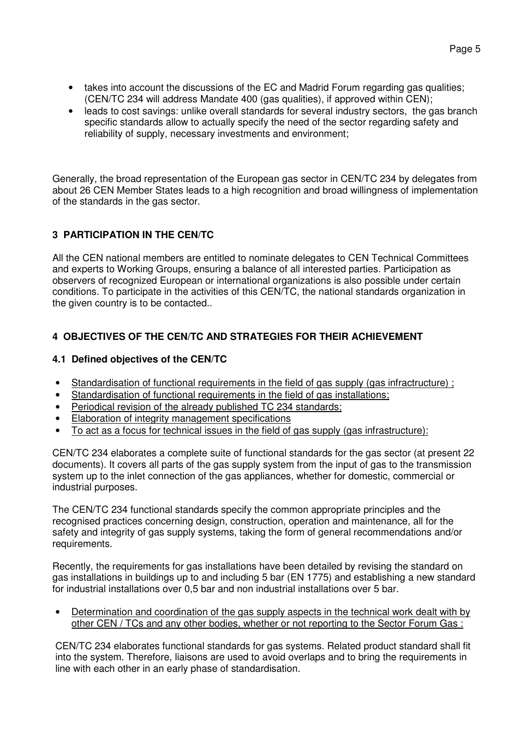- takes into account the discussions of the EC and Madrid Forum regarding gas qualities; (CEN/TC 234 will address Mandate 400 (gas qualities), if approved within CEN);
- leads to cost savings: unlike overall standards for several industry sectors, the gas branch specific standards allow to actually specify the need of the sector regarding safety and reliability of supply, necessary investments and environment;

Generally, the broad representation of the European gas sector in CEN/TC 234 by delegates from about 26 CEN Member States leads to a high recognition and broad willingness of implementation of the standards in the gas sector.

## 3 PARTICIPATION IN THE CEN/TC

All the CEN national members are entitled to nominate delegates to CEN Technical Committees and experts to Working Groups, ensuring a balance of all interested parties. Participation as observers of recognized European or international organizations is also possible under certain conditions. To participate in the activities of this CEN/TC, the national standards organization in the given country is to be contacted..

## 4 OBJECTIVES OF THE CEN/TC AND STRATEGIES FOR THEIR ACHIEVEMENT

### 4.1 Defined objectives of the CEN/TC

- <u>Standardisation of functional requirements in the field of gas supply (gas infractructure) ;</u>
- <u>Standardisation of functional requirements in the field of gas installations;</u>
- <u>Periodical revision of the already published TC 234 standards;</u>
- <u>Elaboration of integrity management specifications</u>
- <u>To act as a focus for technical issues in the field of gas supply (gas infrastructure):</u>

CEN/TC 234 elaborates a complete suite of functional standards for the gas sector (at present 22 documents). It covers all parts of the gas supply system from the input of gas to the transmission system up to the inlet connection of the gas appliances, whether for domestic, commercial or industrial purposes.

The CEN/TC 234 functional standards specify the common appropriate principles and the recognised practices concerning design, construction, operation and maintenance, all for the safety and integrity of gas supply systems, taking the form of general recommendations and/or requirements.

Recently, the requirements for gas installations have been detailed by revising the standard on gas installations in buildings up to and including 5 bar (EN 1775) and establishing a new standard for industrial installations over 0,5 bar and non industrial installations over 5 bar.

- <u>Determination and coordination of the gas supply aspects in the technical work dealt with by other CEN / TCs and any other bodies, whether or not reporting to the Sector Forum Gas :</u>

CEN/TC 234 elaborates functional standards for gas systems. Related product standard shall fit into the system. Therefore, liaisons are used to avoid overlaps and to bring the requirements in line with each other in an early phase of standardisation.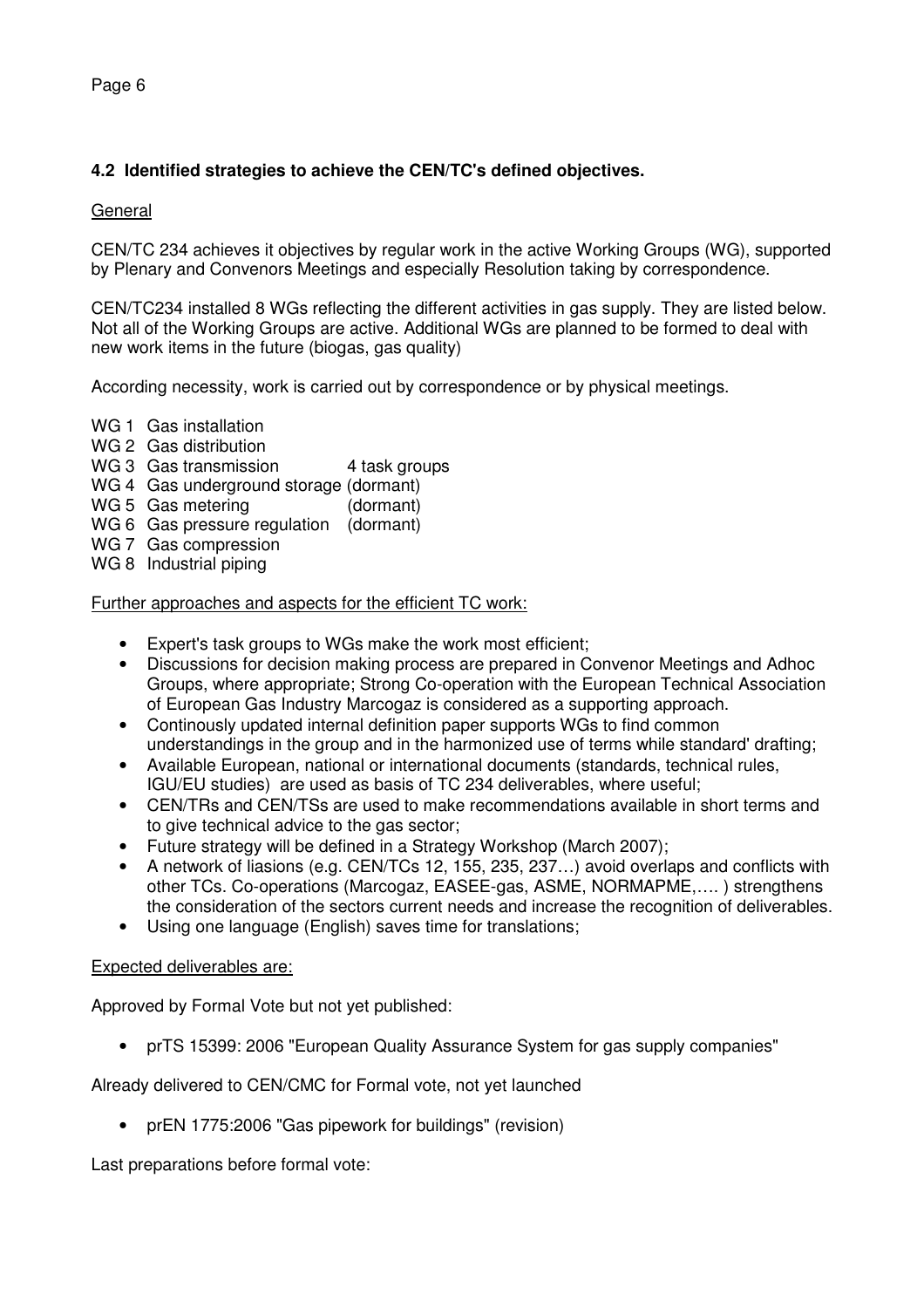### 4.2 Identified strategies to achieve the CEN/TC's defined objectives.

General

CEN/TC 234 achieves it objectives by regular work in the active Working Groups (WG), supported by Plenary and Convenors Meetings and especially Resolution taking by correspondence.

CEN/TC234 installed 8 WGs reflecting the different activities in gas supply. They are listed below. Not all of the Working Groups are active. Additional WGs are planned to be formed to deal with new work items in the future (biogas, gas quality)

According necessity, work is carried out by correspondence or by physical meetings.

- WG 1 Gas installation
- WG 2 Gas distribution
- WG 3 Gas transmission 4 task groups
- WG 4 Gas underground storage (dormant)
- WG 5 Gas metering (dormant)
- WG 6 Gas pressure regulation (dormant)
- WG 7 Gas compression
- WG 8 Industrial piping

Further approaches and aspects for the efficient TC work:

- Expert's task groups to WGs make the work most efficient;
- Discussions for decision making process are prepared in Convenor Meetings and Adhoc Groups, where appropriate; Strong Co-operation with the European Technical Association of European Gas Industry Marcogaz is considered as a supporting approach.
- Continously updated internal definition paper supports WGs to find common understandings in the group and in the harmonized use of terms while standard' drafting;
- Available European, national or international documents (standards, technical rules, IGU/EU studies) are used as basis of TC 234 deliverables, where useful;
- CEN/TRs and CEN/TSs are used to make recommendations available in short terms and to give technical advice to the gas sector;
- Future strategy will be defined in a Strategy Workshop (March 2007);
- A network of liasions (e.g. CEN/TCs 12, 155, 235, 237…) avoid overlaps and conflicts with other TCs. Co-operations (Marcogaz, EASEE-gas, ASME, NORMAPME,…. ) strengthens the consideration of the sectors current needs and increase the recognition of deliverables.
- Using one language (English) saves time for translations;

Expected deliverables are:

Approved by Formal Vote but not yet published:

- prTS 15399: 2006 "European Quality Assurance System for gas supply companies"

Already delivered to CEN/CMC for Formal vote, not yet launched

- prEN 1775:2006 "Gas pipework for buildings" (revision)

Last preparations before formal vote: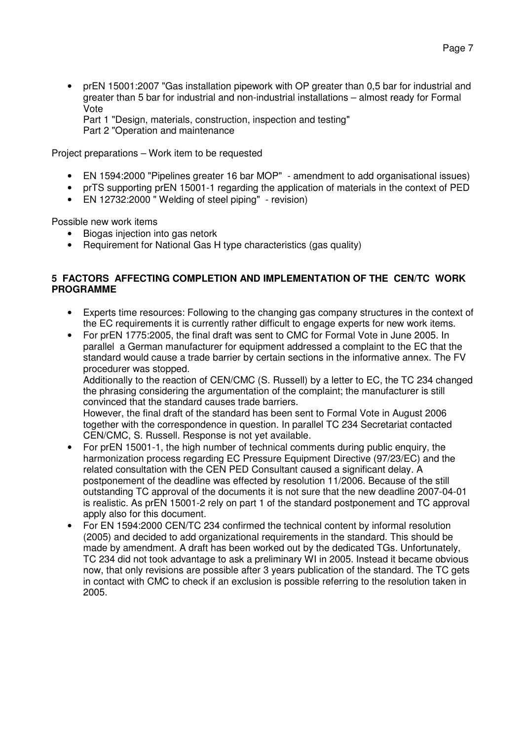- prEN 15001:2007 "Gas installation pipework with OP greater than 0,5 bar for industrial and greater than 5 bar for industrial and non-industrial installations – almost ready for Formal Vote
  Part 1 "Design, materials, construction, inspection and testing"
  Part 2 "Operation and maintenance

Project preparations – Work item to be requested

- EN 1594:2000 "Pipelines greater 16 bar MOP" - amendment to add organisational issues)
- prTS supporting prEN 15001-1 regarding the application of materials in the context of PED
- EN 12732:2000 " Welding of steel piping" - revision)

Possible new work items

- Biogas injection into gas netork
- Requirement for National Gas H type characteristics (gas quality)

## 5 FACTORS AFFECTING COMPLETION AND IMPLEMENTATION OF THE CEN/TC WORK PROGRAMME

- Experts time resources: Following to the changing gas company structures in the context of the EC requirements it is currently rather difficult to engage experts for new work items.
- For prEN 1775:2005, the final draft was sent to CMC for Formal Vote in June 2005. In parallel a German manufacturer for equipment addressed a complaint to the EC that the standard would cause a trade barrier by certain sections in the informative annex. The FV procedurer was stopped.
  Additionally to the reaction of CEN/CMC (S. Russell) by a letter to EC, the TC 234 changed the phrasing considering the argumentation of the complaint; the manufacturer is still convinced that the standard causes trade barriers.
  However, the final draft of the standard has been sent to Formal Vote in August 2006 together with the correspondence in question. In parallel TC 234 Secretariat contacted CEN/CMC, S. Russell. Response is not yet available.
- For prEN 15001-1, the high number of technical comments during public enquiry, the harmonization process regarding EC Pressure Equipment Directive (97/23/EC) and the related consultation with the CEN PED Consultant caused a significant delay. A postponement of the deadline was effected by resolution 11/2006. Because of the still outstanding TC approval of the documents it is not sure that the new deadline 2007-04-01 is realistic. As prEN 15001-2 rely on part 1 of the standard postponement and TC approval apply also for this document.
- For EN 1594:2000 CEN/TC 234 confirmed the technical content by informal resolution (2005) and decided to add organizational requirements in the standard. This should be made by amendment. A draft has been worked out by the dedicated TGs. Unfortunately, TC 234 did not took advantage to ask a preliminary WI in 2005. Instead it became obvious now, that only revisions are possible after 3 years publication of the standard. The TC gets in contact with CMC to check if an exclusion is possible referring to the resolution taken in 2005.